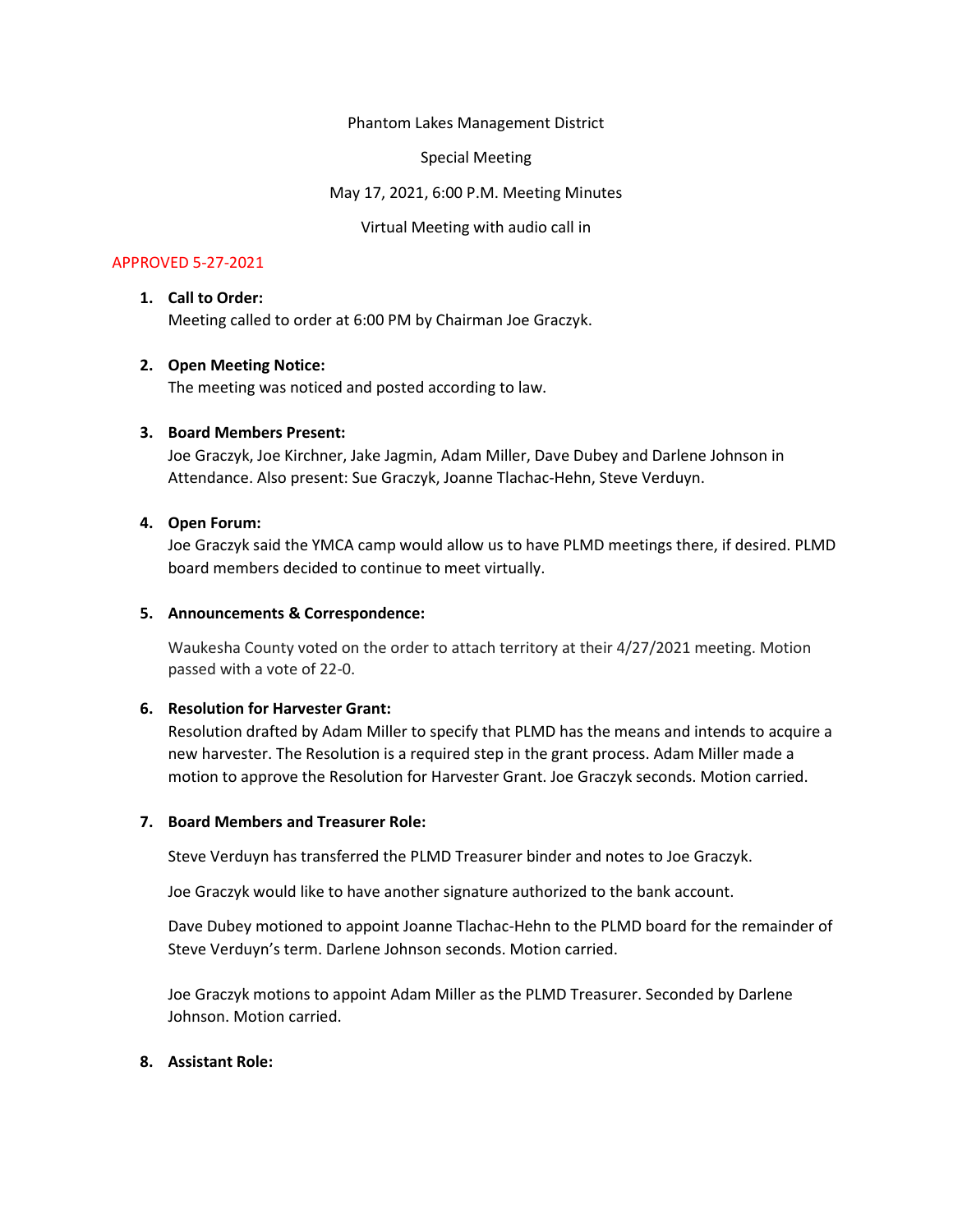Phantom Lakes Management District

Special Meeting

May 17, 2021, 6:00 P.M. Meeting Minutes

Virtual Meeting with audio call in

APPROVED 5-27-2021

1. **Call to Order:**
   Meeting called to order at 6:00 PM by Chairman Joe Graczyk.

2. **Open Meeting Notice:**
   The meeting was noticed and posted according to law.

3. **Board Members Present:**
   Joe Graczyk, Joe Kirchner, Jake Jagmin, Adam Miller, Dave Dubey and Darlene Johnson in Attendance. Also present: Sue Graczyk, Joanne Tlachac-Hehn, Steve Verduyn.

4. **Open Forum:**
   Joe Graczyk said the YMCA camp would allow us to have PLMD meetings there, if desired. PLMD board members decided to continue to meet virtually.

5. **Announcements & Correspondence:**

   Waukesha County voted on the order to attach territory at their 4/27/2021 meeting. Motion passed with a vote of 22-0.

6. **Resolution for Harvester Grant:**
   Resolution drafted by Adam Miller to specify that PLMD has the means and intends to acquire a new harvester. The Resolution is a required step in the grant process. Adam Miller made a motion to approve the Resolution for Harvester Grant. Joe Graczyk seconds. Motion carried.

7. **Board Members and Treasurer Role:**

   Steve Verduyn has transferred the PLMD Treasurer binder and notes to Joe Graczyk.

   Joe Graczyk would like to have another signature authorized to the bank account.

   Dave Dubey motioned to appoint Joanne Tlachac-Hehn to the PLMD board for the remainder of Steve Verduyn's term. Darlene Johnson seconds. Motion carried.

   Joe Graczyk motions to appoint Adam Miller as the PLMD Treasurer. Seconded by Darlene Johnson. Motion carried.

8. **Assistant Role:**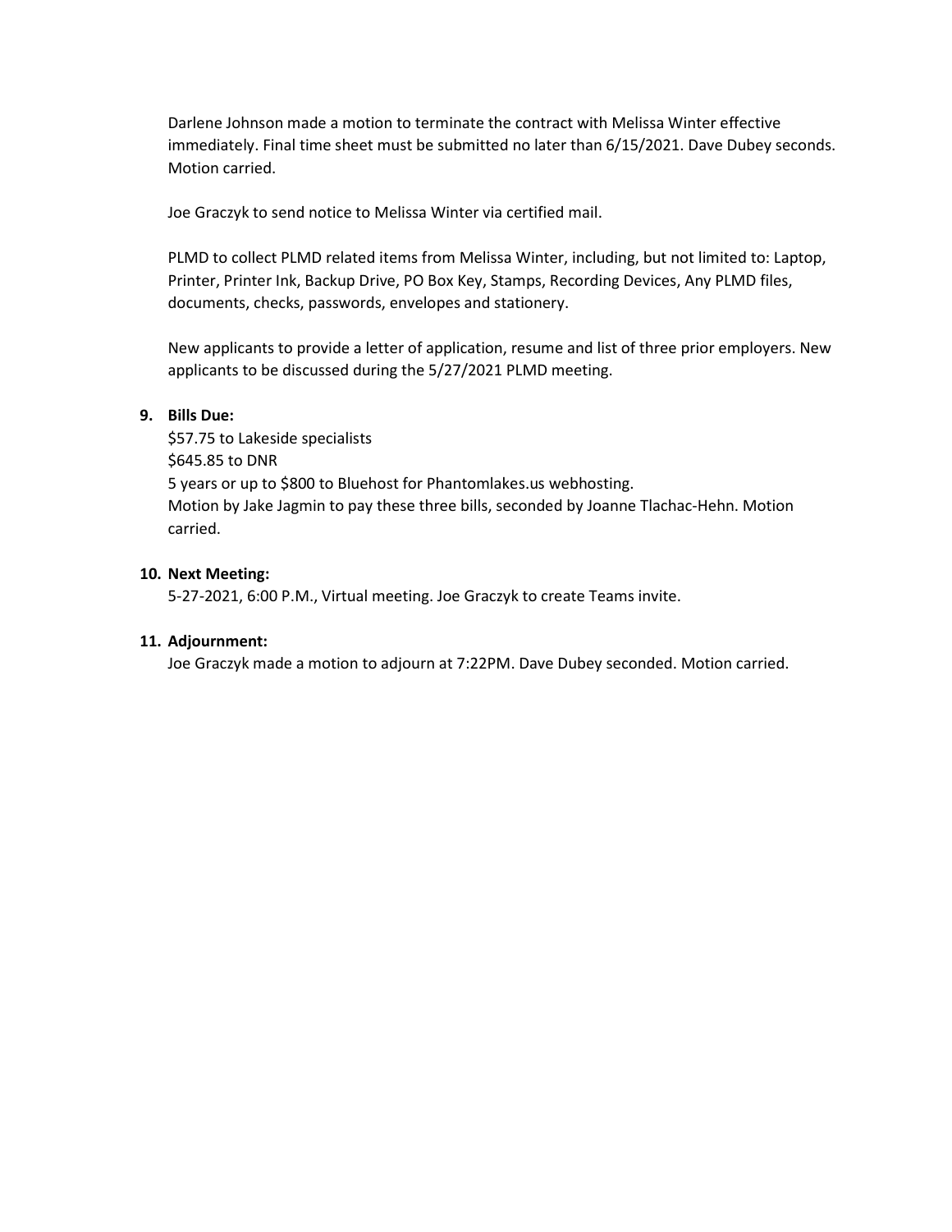Darlene Johnson made a motion to terminate the contract with Melissa Winter effective immediately. Final time sheet must be submitted no later than 6/15/2021. Dave Dubey seconds. Motion carried.

Joe Graczyk to send notice to Melissa Winter via certified mail.

PLMD to collect PLMD related items from Melissa Winter, including, but not limited to: Laptop, Printer, Printer Ink, Backup Drive, PO Box Key, Stamps, Recording Devices, Any PLMD files, documents, checks, passwords, envelopes and stationery.

New applicants to provide a letter of application, resume and list of three prior employers. New applicants to be discussed during the 5/27/2021 PLMD meeting.

9. **Bills Due:**
   $57.75 to Lakeside specialists
   $645.85 to DNR
   5 years or up to $800 to Bluehost for Phantomlakes.us webhosting.
   Motion by Jake Jagmin to pay these three bills, seconded by Joanne Tlachac-Hehn. Motion carried.

10. **Next Meeting:**
    5-27-2021, 6:00 P.M., Virtual meeting. Joe Graczyk to create Teams invite.

11. **Adjournment:**
    Joe Graczyk made a motion to adjourn at 7:22PM. Dave Dubey seconded. Motion carried.